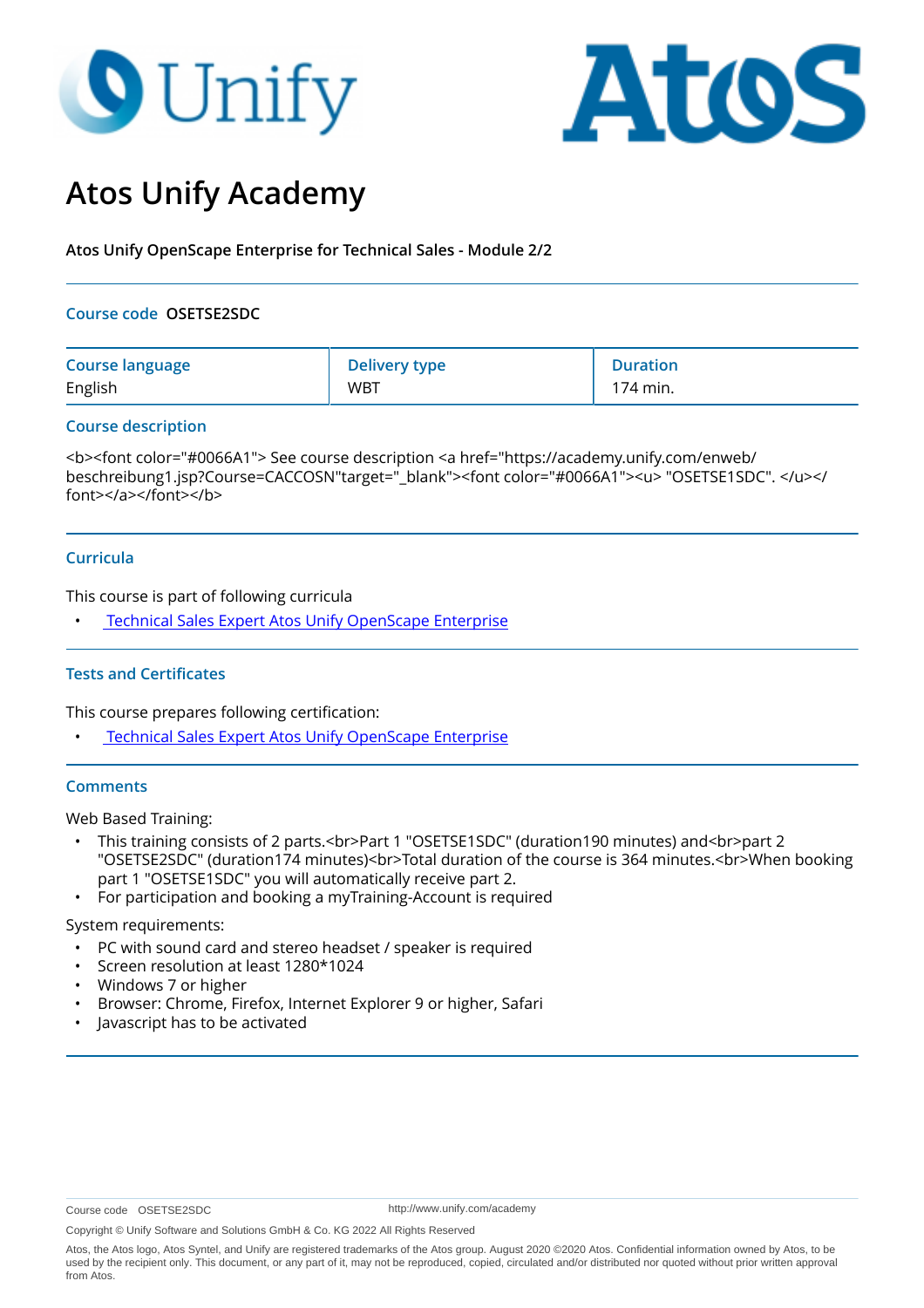# Atos Unify Academy

**Atos Unify OpenScape Enterprise for Technical Sales - Module 2/2**

**Course code** OSETSE2SDC

| Course language | Delivery type | Duration |
|---|---|---|
| English | WBT | 174 min. |

## Course description

<b><font color="#0066A1"> See course description <a href="https://academy.unify.com/enweb/beschreibung1.jsp?Course=CACCOSN"target="_blank"><font color="#0066A1"><u> "OSETSE1SDC". </u></font></a></font></b>

## Curricula

This course is part of following curricula

- Technical Sales Expert Atos Unify OpenScape Enterprise

## Tests and Certificates

This course prepares following certification:

- Technical Sales Expert Atos Unify OpenScape Enterprise

## Comments

Web Based Training:

- This training consists of 2 parts.<br>Part 1 "OSETSE1SDC" (duration190 minutes) and<br>part 2 "OSETSE2SDC" (duration174 minutes)<br>Total duration of the course is 364 minutes.<br>When booking part 1 "OSETSE1SDC" you will automatically receive part 2.
- For participation and booking a myTraining-Account is required

System requirements:

- PC with sound card and stereo headset / speaker is required
- Screen resolution at least 1280*1024
- Windows 7 or higher
- Browser: Chrome, Firefox, Internet Explorer 9 or higher, Safari
- Javascript has to be activated

Course code OSETSE2SDC http://www.unify.com/academy

Copyright © Unify Software and Solutions GmbH & Co. KG 2022 All Rights Reserved

Atos, the Atos logo, Atos Syntel, and Unify are registered trademarks of the Atos group. August 2020 ©2020 Atos. Confidential information owned by Atos, to be used by the recipient only. This document, or any part of it, may not be reproduced, copied, circulated and/or distributed nor quoted without prior written approval from Atos.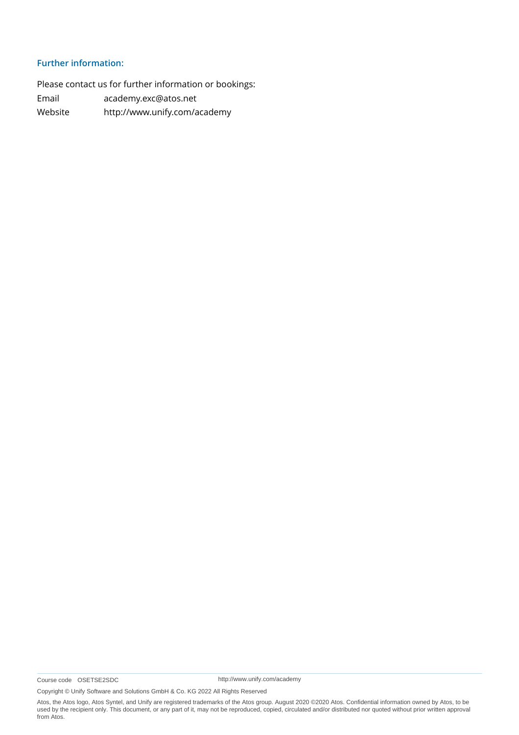### Further information:

Please contact us for further information or bookings:

| | |
|---|---|
| Email | academy.exc@atos.net |
| Website | http://www.unify.com/academy |

Course code OSETSE2SDC

http://www.unify.com/academy

Copyright © Unify Software and Solutions GmbH & Co. KG 2022 All Rights Reserved

Atos, the Atos logo, Atos Syntel, and Unify are registered trademarks of the Atos group. August 2020 ©2020 Atos. Confidential information owned by Atos, to be used by the recipient only. This document, or any part of it, may not be reproduced, copied, circulated and/or distributed nor quoted without prior written approval from Atos.